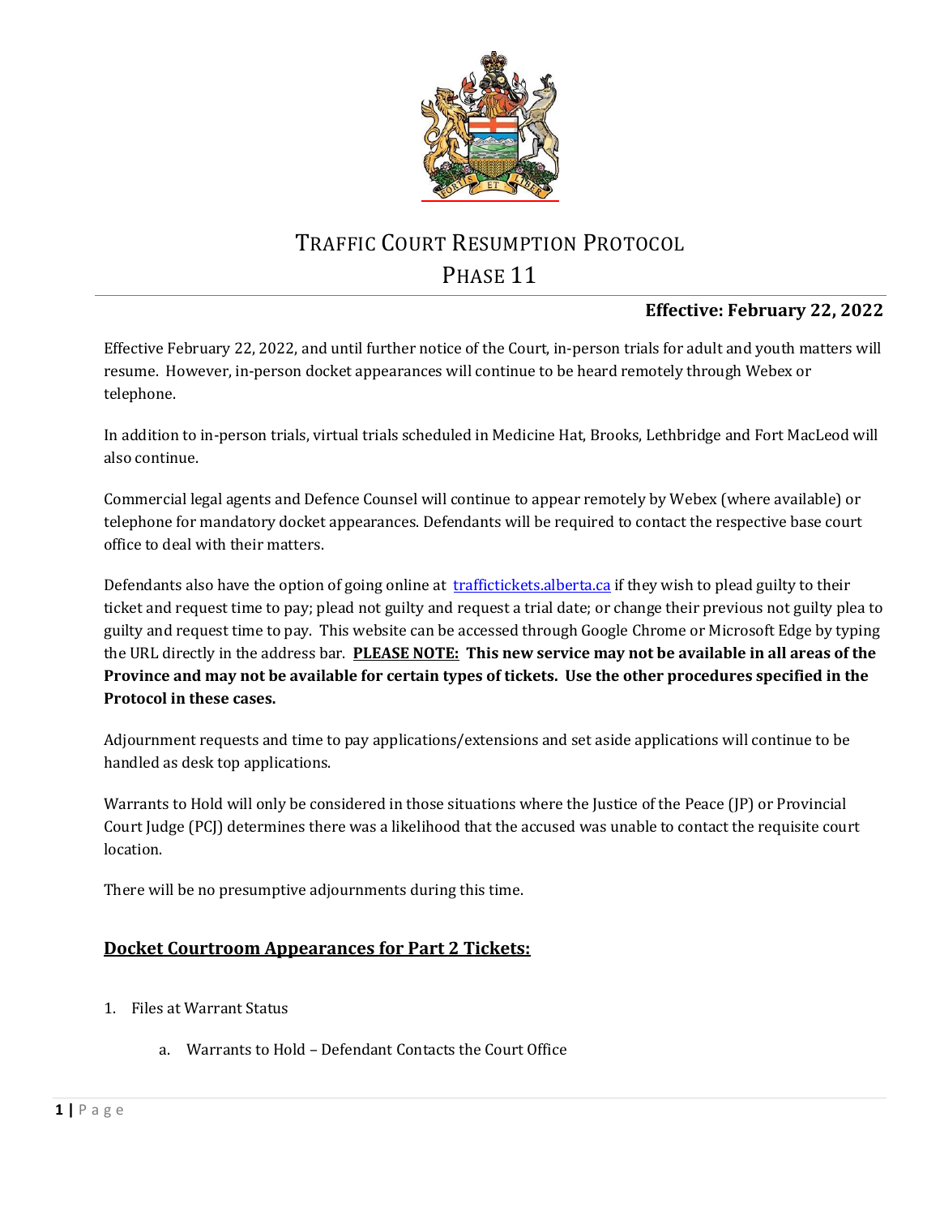# Traffic Court Resumption Protocol
# Phase 11

**Effective: February 22, 2022**

Effective February 22, 2022, and until further notice of the Court, in-person trials for adult and youth matters will resume. However, in-person docket appearances will continue to be heard remotely through Webex or telephone.

In addition to in-person trials, virtual trials scheduled in Medicine Hat, Brooks, Lethbridge and Fort MacLeod will also continue.

Commercial legal agents and Defence Counsel will continue to appear remotely by Webex (where available) or telephone for mandatory docket appearances. Defendants will be required to contact the respective base court office to deal with their matters.

Defendants also have the option of going online at [traffictickets.alberta.ca](traffictickets.alberta.ca) if they wish to plead guilty to their ticket and request time to pay; plead not guilty and request a trial date; or change their previous not guilty plea to guilty and request time to pay. This website can be accessed through Google Chrome or Microsoft Edge by typing the URL directly in the address bar. **PLEASE NOTE: This new service may not be available in all areas of the Province and may not be available for certain types of tickets. Use the other procedures specified in the Protocol in these cases.**

Adjournment requests and time to pay applications/extensions and set aside applications will continue to be handled as desk top applications.

Warrants to Hold will only be considered in those situations where the Justice of the Peace (JP) or Provincial Court Judge (PCJ) determines there was a likelihood that the accused was unable to contact the requisite court location.

There will be no presumptive adjournments during this time.

## Docket Courtroom Appearances for Part 2 Tickets:

1. Files at Warrant Status
   a. Warrants to Hold – Defendant Contacts the Court Office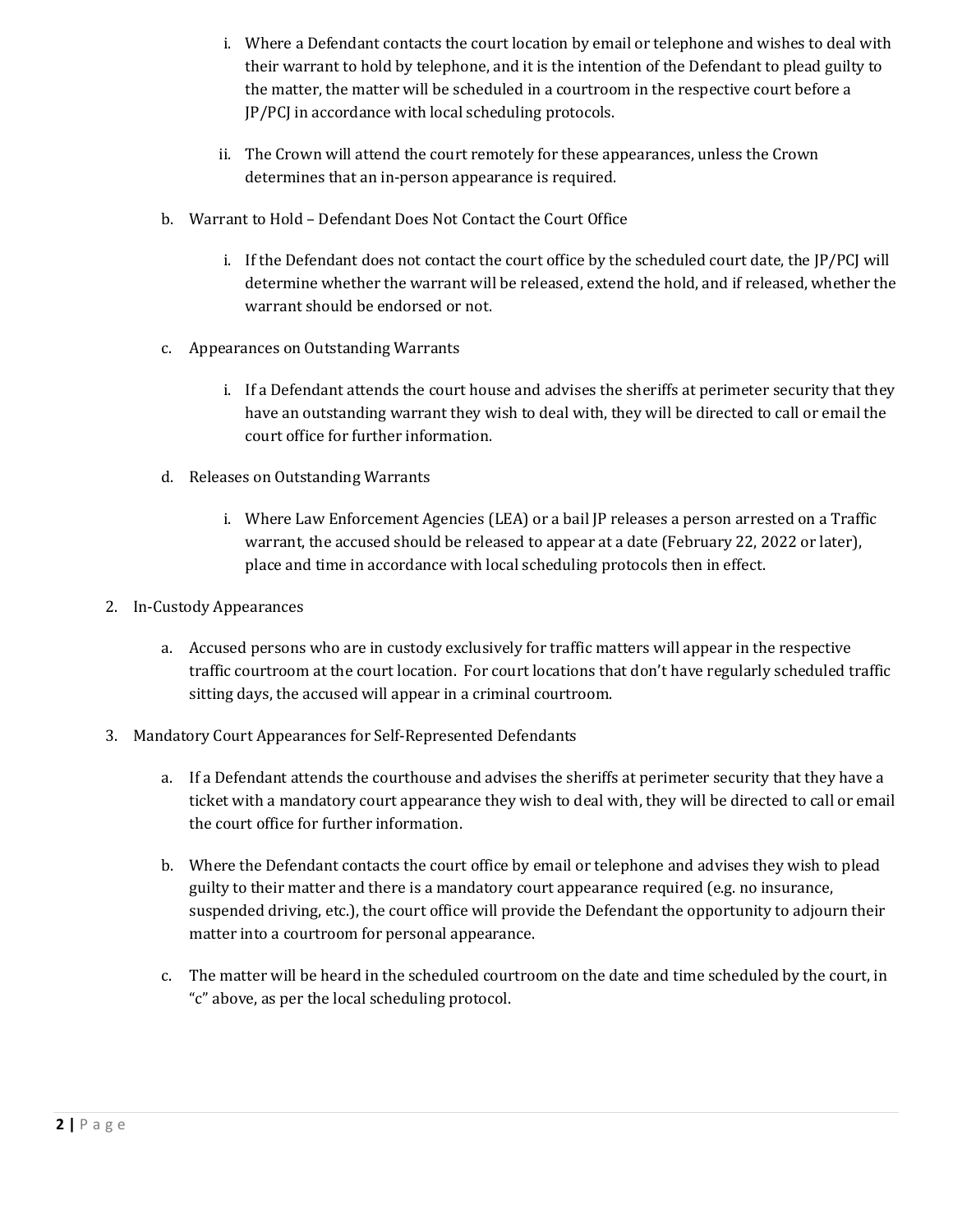i. Where a Defendant contacts the court location by email or telephone and wishes to deal with their warrant to hold by telephone, and it is the intention of the Defendant to plead guilty to the matter, the matter will be scheduled in a courtroom in the respective court before a JP/PCJ in accordance with local scheduling protocols.

   ii. The Crown will attend the court remotely for these appearances, unless the Crown determines that an in-person appearance is required.

b. Warrant to Hold – Defendant Does Not Contact the Court Office

   i. If the Defendant does not contact the court office by the scheduled court date, the JP/PCJ will determine whether the warrant will be released, extend the hold, and if released, whether the warrant should be endorsed or not.

c. Appearances on Outstanding Warrants

   i. If a Defendant attends the court house and advises the sheriffs at perimeter security that they have an outstanding warrant they wish to deal with, they will be directed to call or email the court office for further information.

d. Releases on Outstanding Warrants

   i. Where Law Enforcement Agencies (LEA) or a bail JP releases a person arrested on a Traffic warrant, the accused should be released to appear at a date (February 22, 2022 or later), place and time in accordance with local scheduling protocols then in effect.

2. In-Custody Appearances

   a. Accused persons who are in custody exclusively for traffic matters will appear in the respective traffic courtroom at the court location. For court locations that don't have regularly scheduled traffic sitting days, the accused will appear in a criminal courtroom.

3. Mandatory Court Appearances for Self-Represented Defendants

   a. If a Defendant attends the courthouse and advises the sheriffs at perimeter security that they have a ticket with a mandatory court appearance they wish to deal with, they will be directed to call or email the court office for further information.

   b. Where the Defendant contacts the court office by email or telephone and advises they wish to plead guilty to their matter and there is a mandatory court appearance required (e.g. no insurance, suspended driving, etc.), the court office will provide the Defendant the opportunity to adjourn their matter into a courtroom for personal appearance.

   c. The matter will be heard in the scheduled courtroom on the date and time scheduled by the court, in "c" above, as per the local scheduling protocol.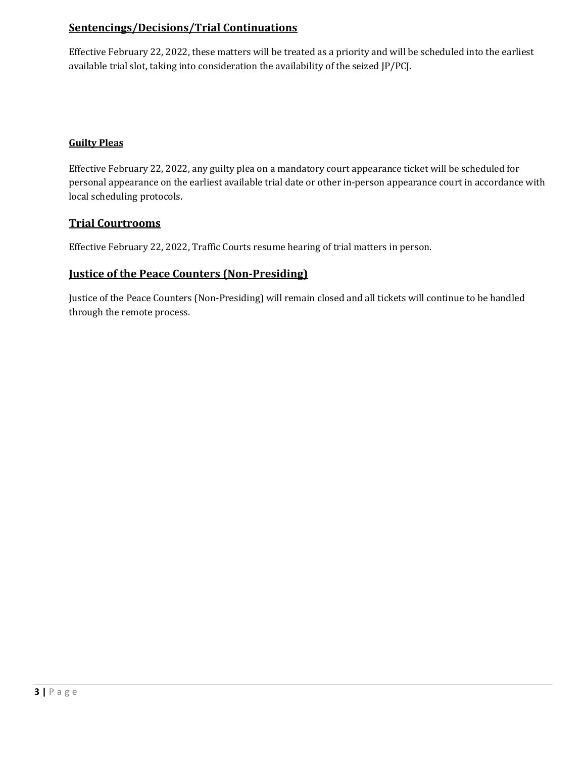## Sentencings/Decisions/Trial Continuations

Effective February 22, 2022, these matters will be treated as a priority and will be scheduled into the earliest available trial slot, taking into consideration the availability of the seized JP/PCJ.

### Guilty Pleas

Effective February 22, 2022, any guilty plea on a mandatory court appearance ticket will be scheduled for personal appearance on the earliest available trial date or other in-person appearance court in accordance with local scheduling protocols.

## Trial Courtrooms

Effective February 22, 2022, Traffic Courts resume hearing of trial matters in person.

## Justice of the Peace Counters (Non-Presiding)

Justice of the Peace Counters (Non-Presiding) will remain closed and all tickets will continue to be handled through the remote process.